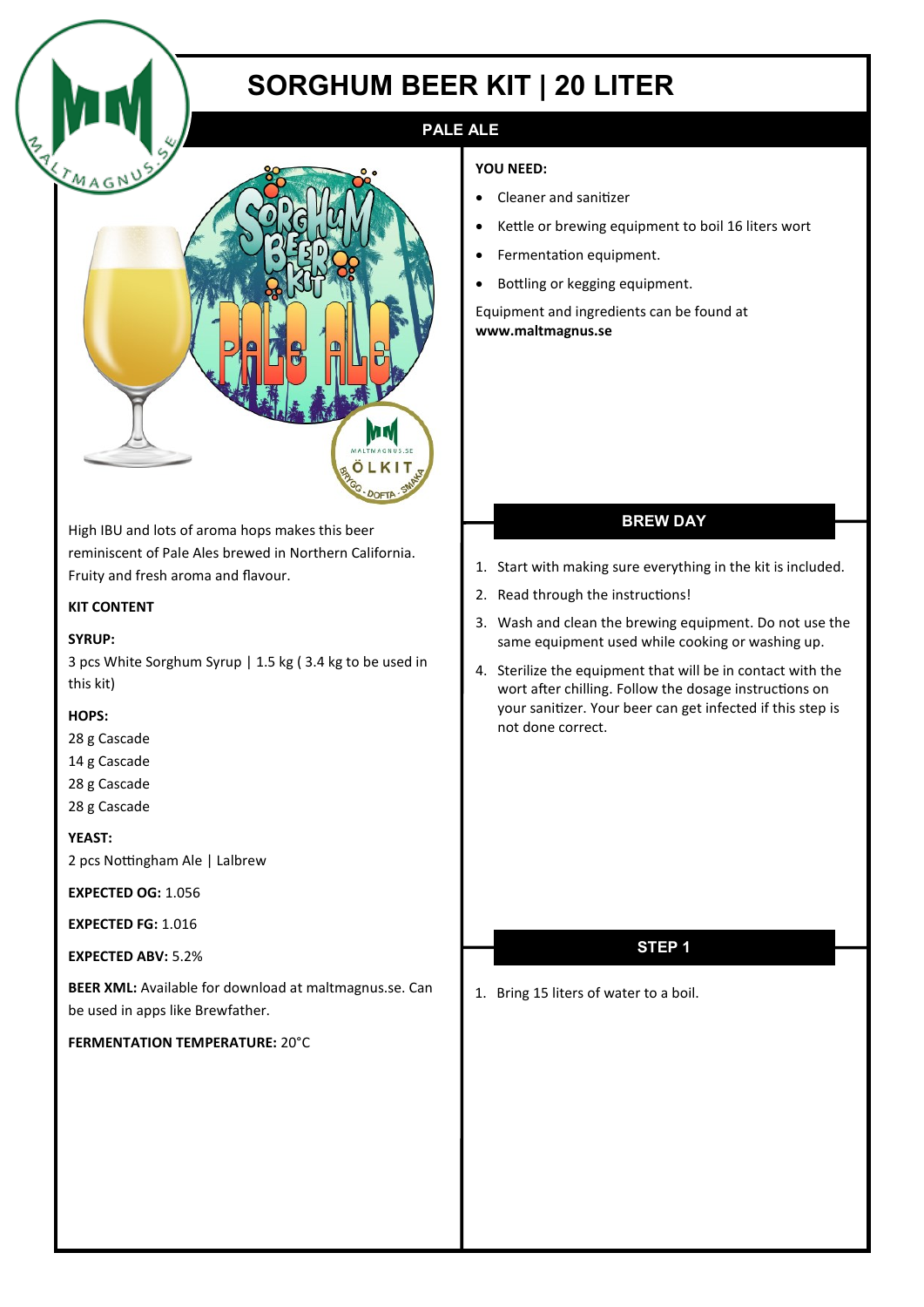# SORGHUM BEER KIT | 20 LITER

## PALE ALE

High IBU and lots of aroma hops makes this beer reminiscent of Pale Ales brewed in Northern California. Fruity and fresh aroma and flavour.

**KIT CONTENT**

**SYRUP:**
3 pcs White Sorghum Syrup | 1.5 kg ( 3.4 kg to be used in this kit)

**HOPS:**
28 g Cascade
14 g Cascade
28 g Cascade
28 g Cascade

**YEAST:**
2 pcs Nottingham Ale | Lalbrew

**EXPECTED OG:** 1.056

**EXPECTED FG:** 1.016

**EXPECTED ABV:** 5.2%

**BEER XML:** Available for download at maltmagnus.se. Can be used in apps like Brewfather.

**FERMENTATION TEMPERATURE:** 20°C

**YOU NEED:**

- Cleaner and sanitizer
- Kettle or brewing equipment to boil 16 liters wort
- Fermentation equipment.
- Bottling or kegging equipment.

Equipment and ingredients can be found at **www.maltmagnus.se**

### BREW DAY

1. Start with making sure everything in the kit is included.
2. Read through the instructions!
3. Wash and clean the brewing equipment. Do not use the same equipment used while cooking or washing up.
4. Sterilize the equipment that will be in contact with the wort after chilling. Follow the dosage instructions on your sanitizer. Your beer can get infected if this step is not done correct.

### STEP 1

1. Bring 15 liters of water to a boil.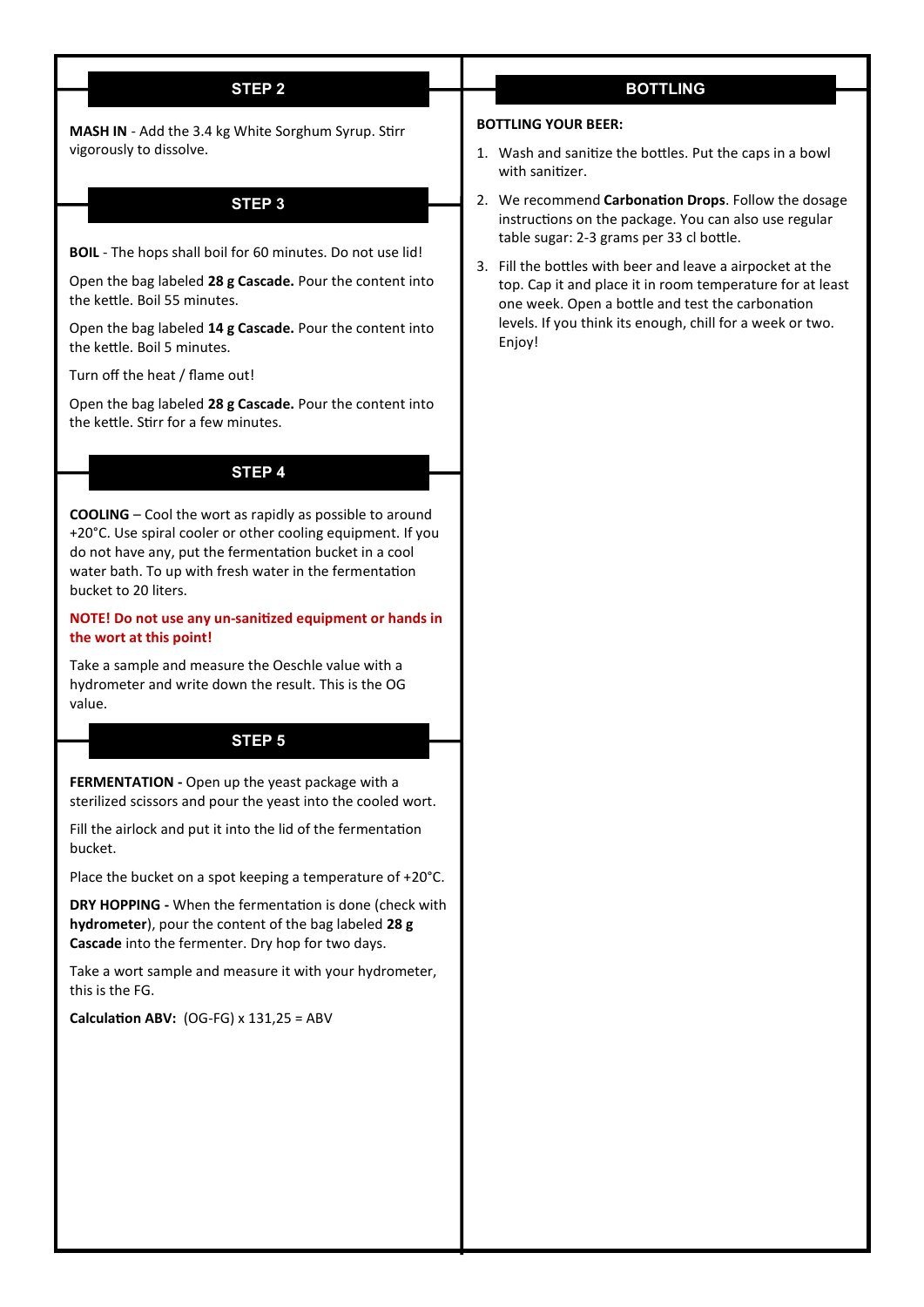## STEP 2

**MASH IN** - Add the 3.4 kg White Sorghum Syrup. Stirr vigorously to dissolve.

## STEP 3

**BOIL** - The hops shall boil for 60 minutes. Do not use lid!

Open the bag labeled **28 g Cascade.** Pour the content into the kettle. Boil 55 minutes.

Open the bag labeled **14 g Cascade.** Pour the content into the kettle. Boil 5 minutes.

Turn off the heat / flame out!

Open the bag labeled **28 g Cascade.** Pour the content into the kettle. Stirr for a few minutes.

## STEP 4

**COOLING** – Cool the wort as rapidly as possible to around +20°C. Use spiral cooler or other cooling equipment. If you do not have any, put the fermentation bucket in a cool water bath. To up with fresh water in the fermentation bucket to 20 liters.

**NOTE! Do not use any un-sanitized equipment or hands in the wort at this point!**

Take a sample and measure the Oeschle value with a hydrometer and write down the result. This is the OG value.

## STEP 5

**FERMENTATION -** Open up the yeast package with a sterilized scissors and pour the yeast into the cooled wort.

Fill the airlock and put it into the lid of the fermentation bucket.

Place the bucket on a spot keeping a temperature of +20°C.

**DRY HOPPING -** When the fermentation is done (check with **hydrometer**), pour the content of the bag labeled **28 g Cascade** into the fermenter. Dry hop for two days.

Take a wort sample and measure it with your hydrometer, this is the FG.

**Calculation ABV:** (OG-FG) x 131,25 = ABV

## BOTTLING

**BOTTLING YOUR BEER:**

1. Wash and sanitize the bottles. Put the caps in a bowl with sanitizer.
2. We recommend **Carbonation Drops**. Follow the dosage instructions on the package. You can also use regular table sugar: 2-3 grams per 33 cl bottle.
3. Fill the bottles with beer and leave a airpocket at the top. Cap it and place it in room temperature for at least one week. Open a bottle and test the carbonation levels. If you think its enough, chill for a week or two. Enjoy!